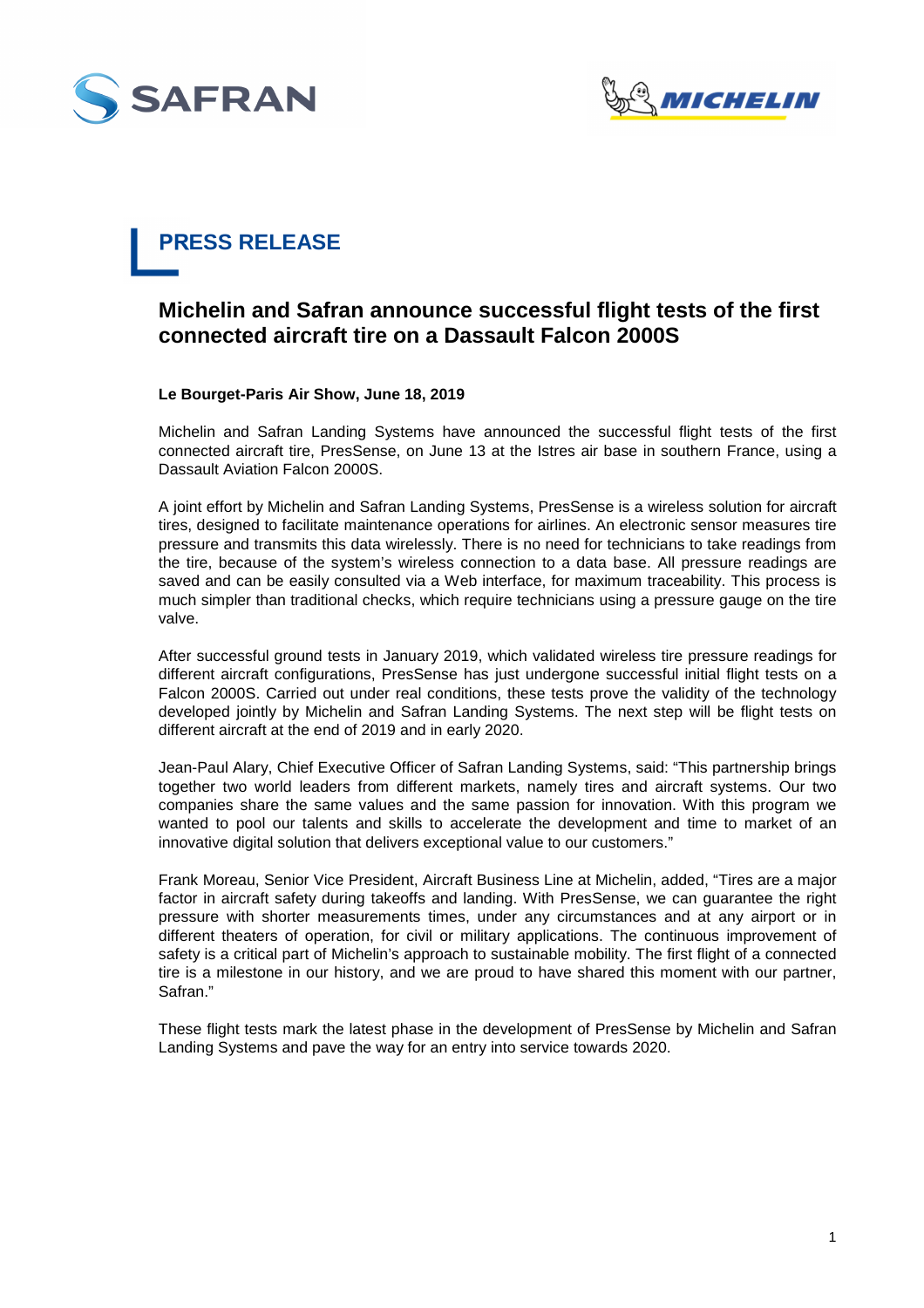# PRESS RELEASE

## Michelin and Safran announce successful flight tests of the first connected aircraft tire on a Dassault Falcon 2000S

**Le Bourget-Paris Air Show, June 18, 2019**

Michelin and Safran Landing Systems have announced the successful flight tests of the first connected aircraft tire, PresSense, on June 13 at the Istres air base in southern France, using a Dassault Aviation Falcon 2000S.

A joint effort by Michelin and Safran Landing Systems, PresSense is a wireless solution for aircraft tires, designed to facilitate maintenance operations for airlines. An electronic sensor measures tire pressure and transmits this data wirelessly. There is no need for technicians to take readings from the tire, because of the system's wireless connection to a data base. All pressure readings are saved and can be easily consulted via a Web interface, for maximum traceability. This process is much simpler than traditional checks, which require technicians using a pressure gauge on the tire valve.

After successful ground tests in January 2019, which validated wireless tire pressure readings for different aircraft configurations, PresSense has just undergone successful initial flight tests on a Falcon 2000S. Carried out under real conditions, these tests prove the validity of the technology developed jointly by Michelin and Safran Landing Systems. The next step will be flight tests on different aircraft at the end of 2019 and in early 2020.

Jean-Paul Alary, Chief Executive Officer of Safran Landing Systems, said: "This partnership brings together two world leaders from different markets, namely tires and aircraft systems. Our two companies share the same values and the same passion for innovation. With this program we wanted to pool our talents and skills to accelerate the development and time to market of an innovative digital solution that delivers exceptional value to our customers."

Frank Moreau, Senior Vice President, Aircraft Business Line at Michelin, added, "Tires are a major factor in aircraft safety during takeoffs and landing. With PresSense, we can guarantee the right pressure with shorter measurements times, under any circumstances and at any airport or in different theaters of operation, for civil or military applications. The continuous improvement of safety is a critical part of Michelin's approach to sustainable mobility. The first flight of a connected tire is a milestone in our history, and we are proud to have shared this moment with our partner, Safran."

These flight tests mark the latest phase in the development of PresSense by Michelin and Safran Landing Systems and pave the way for an entry into service towards 2020.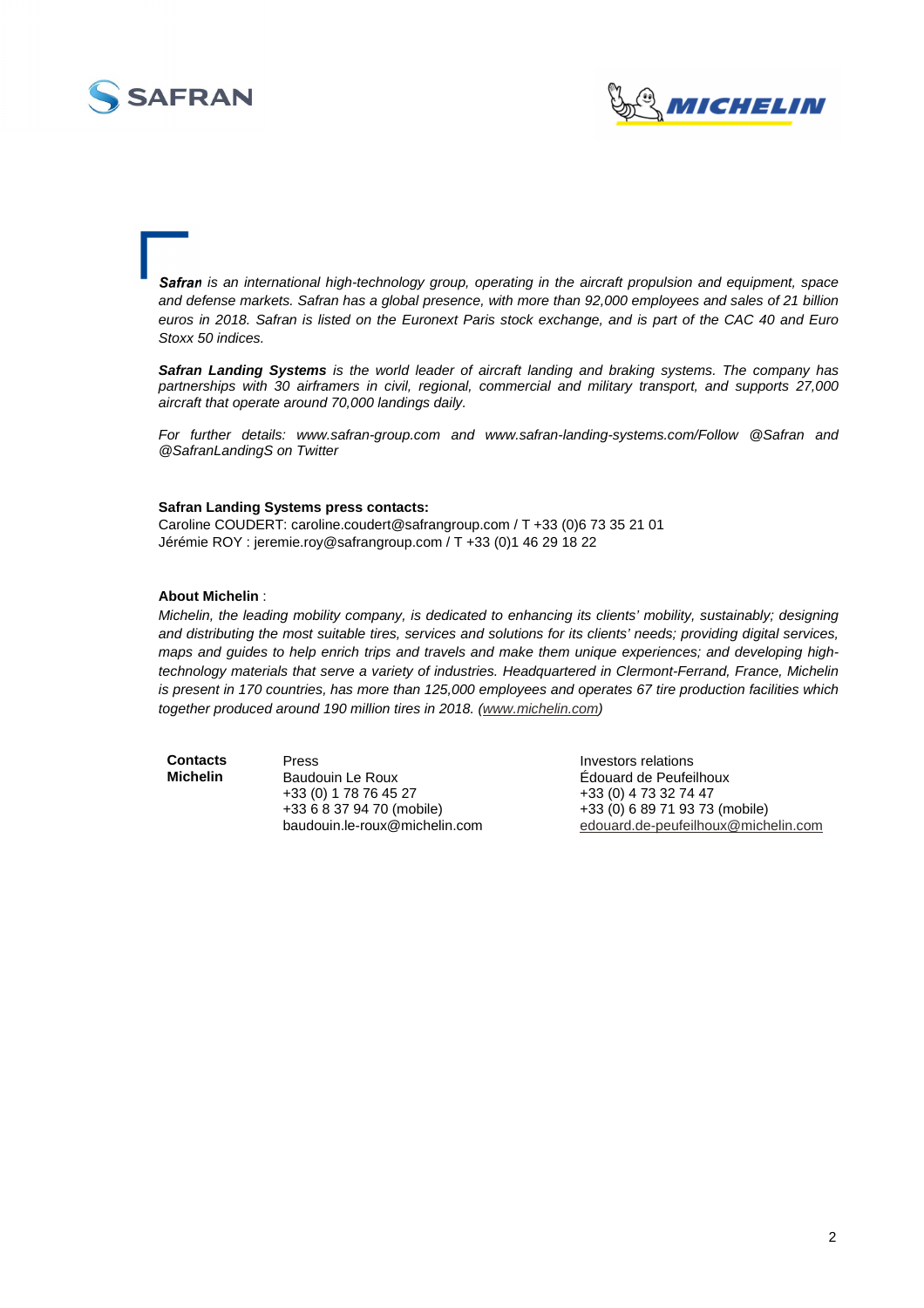***Safran*** *is an international high-technology group, operating in the aircraft propulsion and equipment, space and defense markets. Safran has a global presence, with more than 92,000 employees and sales of 21 billion euros in 2018. Safran is listed on the Euronext Paris stock exchange, and is part of the CAC 40 and Euro Stoxx 50 indices.*

***Safran Landing Systems*** *is the world leader of aircraft landing and braking systems. The company has partnerships with 30 airframers in civil, regional, commercial and military transport, and supports 27,000 aircraft that operate around 70,000 landings daily.*

*For further details: www.safran-group.com and www.safran-landing-systems.com/Follow @Safran and @SafranLandingS on Twitter*

**Safran Landing Systems press contacts:**
Caroline COUDERT: caroline.coudert@safrangroup.com / T +33 (0)6 73 35 21 01
Jérémie ROY : jeremie.roy@safrangroup.com / T +33 (0)1 46 29 18 22

**About Michelin** :
*Michelin, the leading mobility company, is dedicated to enhancing its clients' mobility, sustainably; designing and distributing the most suitable tires, services and solutions for its clients' needs; providing digital services, maps and guides to help enrich trips and travels and make them unique experiences; and developing high-technology materials that serve a variety of industries. Headquartered in Clermont-Ferrand, France, Michelin is present in 170 countries, has more than 125,000 employees and operates 67 tire production facilities which together produced around 190 million tires in 2018. (www.michelin.com)*

| | | |
|---|---|---|
| **Contacts Michelin** | Press<br>Baudouin Le Roux<br>+33 (0) 1 78 76 45 27<br>+33 6 8 37 94 70 (mobile)<br>baudouin.le-roux@michelin.com | Investors relations<br>Édouard de Peufeilhoux<br>+33 (0) 4 73 32 74 47<br>+33 (0) 6 89 71 93 73 (mobile)<br>edouard.de-peufeilhoux@michelin.com |